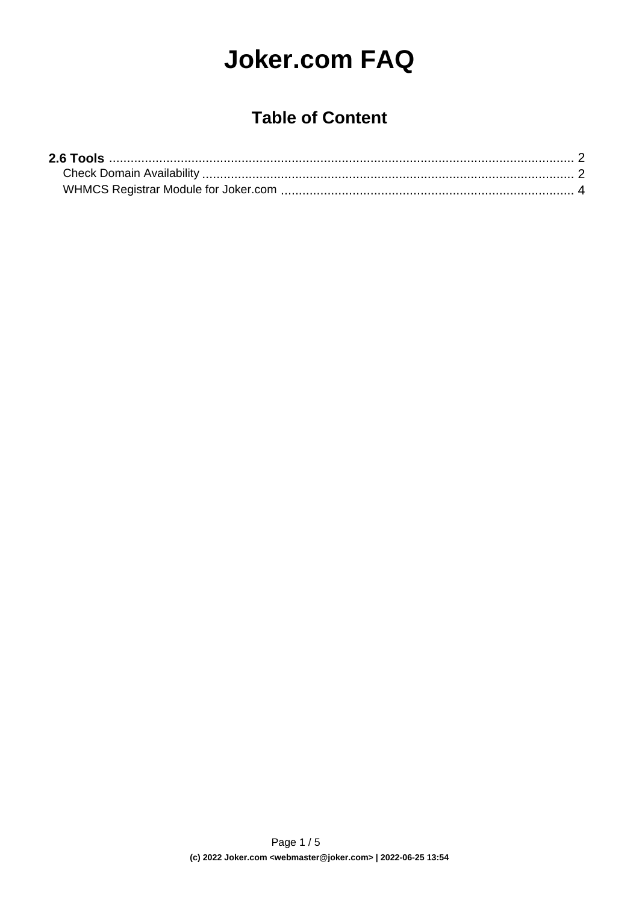# Joker.com FAQ

## Table of Content

**2.6 Tools** ..... 2

- Check Domain Availability ..... 2
- WHMCS Registrar Module for Joker.com ..... 4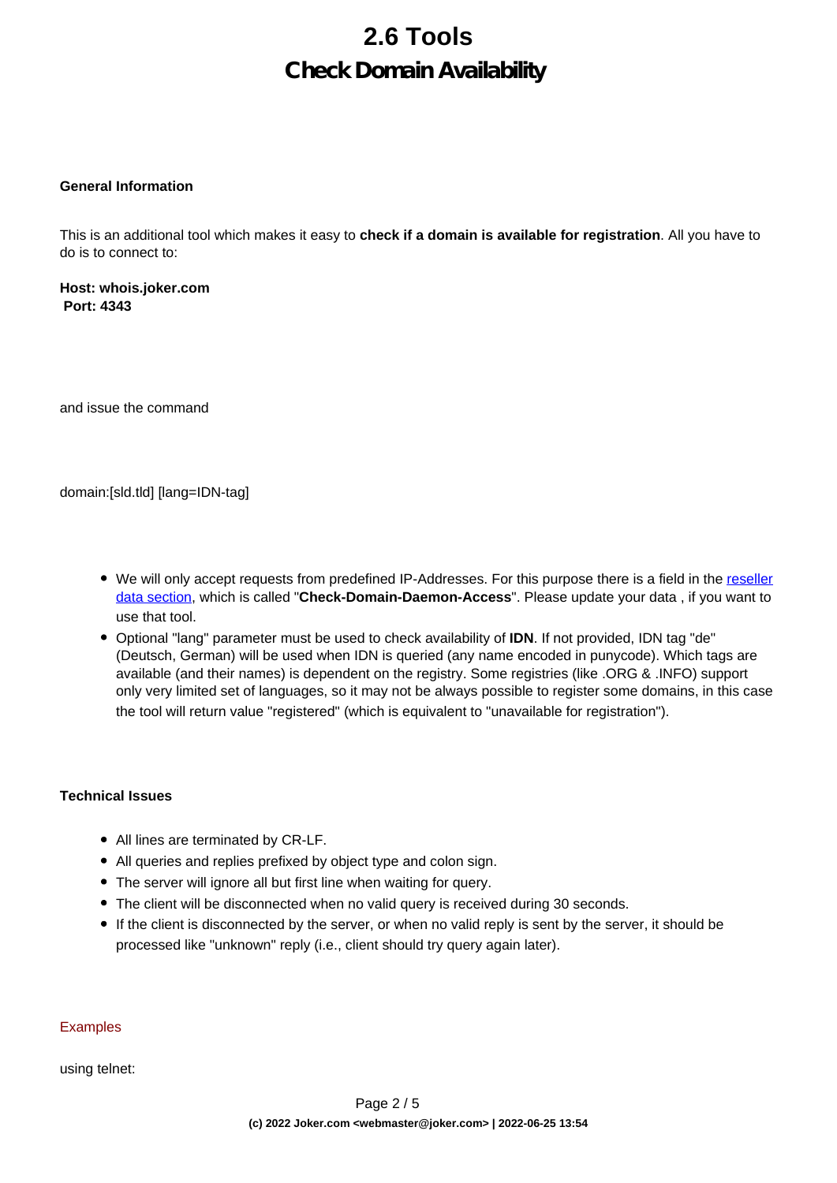# 2.6 Tools

## Check Domain Availability

**General Information**

This is an additional tool which makes it easy to **check if a domain is available for registration**. All you have to do is to connect to:

**Host: whois.joker.com**
**Port: 4343**

and issue the command

domain:[sld.tld] [lang=IDN-tag]

- We will only accept requests from predefined IP-Addresses. For this purpose there is a field in the reseller data section, which is called "**Check-Domain-Daemon-Access**". Please update your data , if you want to use that tool.
- Optional "lang" parameter must be used to check availability of **IDN**. If not provided, IDN tag "de" (Deutsch, German) will be used when IDN is queried (any name encoded in punycode). Which tags are available (and their names) is dependent on the registry. Some registries (like .ORG & .INFO) support only very limited set of languages, so it may not be always possible to register some domains, in this case the tool will return value "registered" (which is equivalent to "unavailable for registration").

**Technical Issues**

- All lines are terminated by CR-LF.
- All queries and replies prefixed by object type and colon sign.
- The server will ignore all but first line when waiting for query.
- The client will be disconnected when no valid query is received during 30 seconds.
- If the client is disconnected by the server, or when no valid reply is sent by the server, it should be processed like "unknown" reply (i.e., client should try query again later).

Examples

using telnet: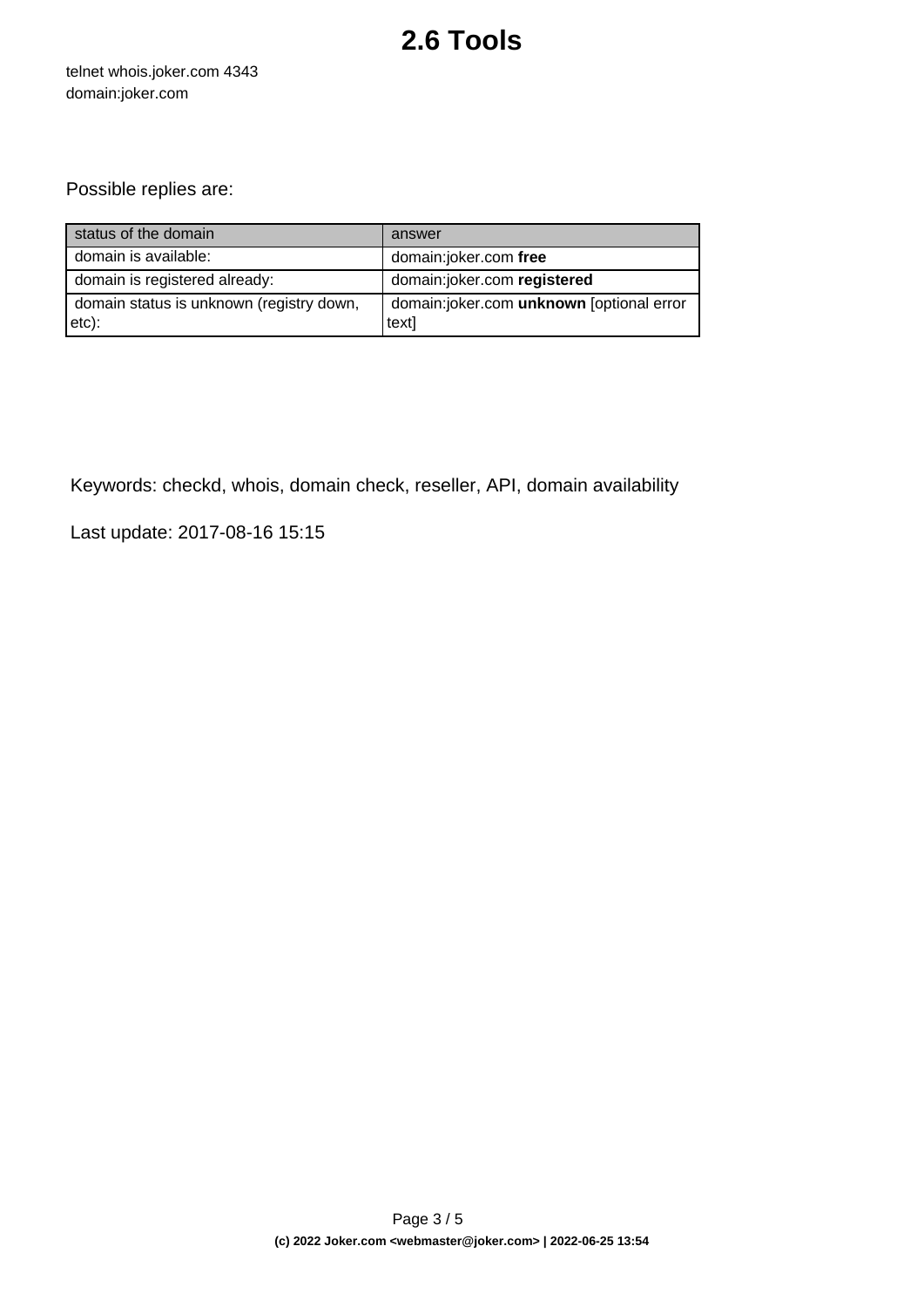# 2.6 Tools

```
telnet whois.joker.com 4343
domain:joker.com
```

Possible replies are:

| status of the domain | answer |
| --- | --- |
| domain is available: | domain:joker.com **free** |
| domain is registered already: | domain:joker.com **registered** |
| domain status is unknown (registry down, etc): | domain:joker.com **unknown** [optional error text] |

Keywords: checkd, whois, domain check, reseller, API, domain availability

Last update: 2017-08-16 15:15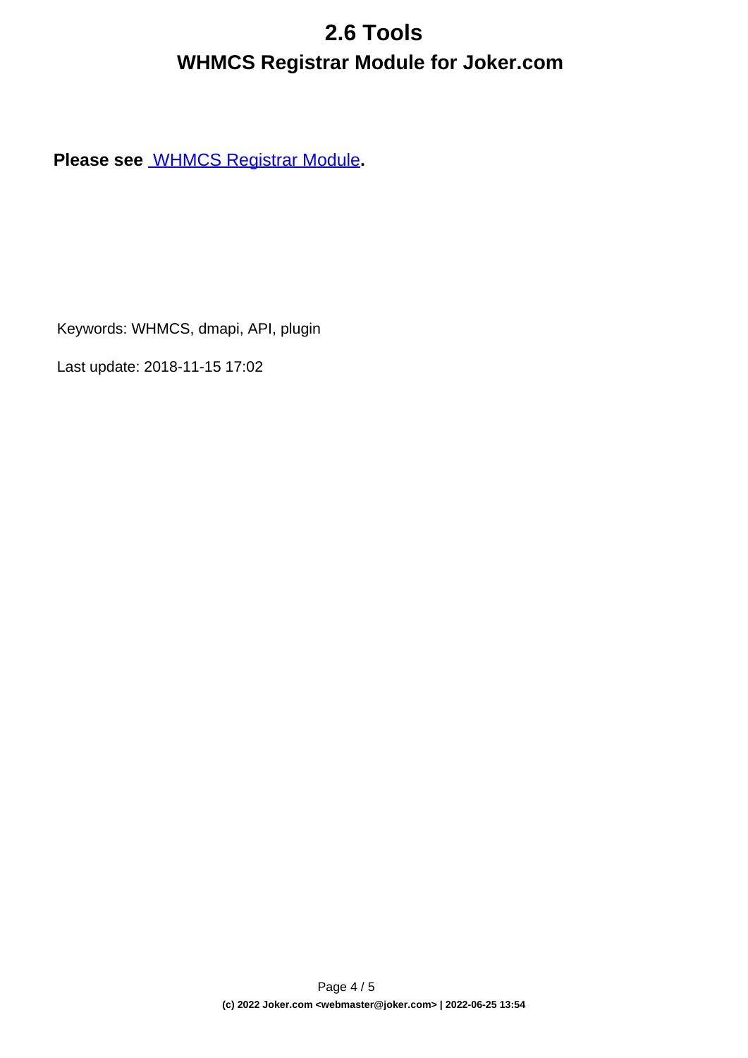# 2.6 Tools

## WHMCS Registrar Module for Joker.com

**Please see WHMCS Registrar Module.**

Keywords: WHMCS, dmapi, API, plugin

Last update: 2018-11-15 17:02